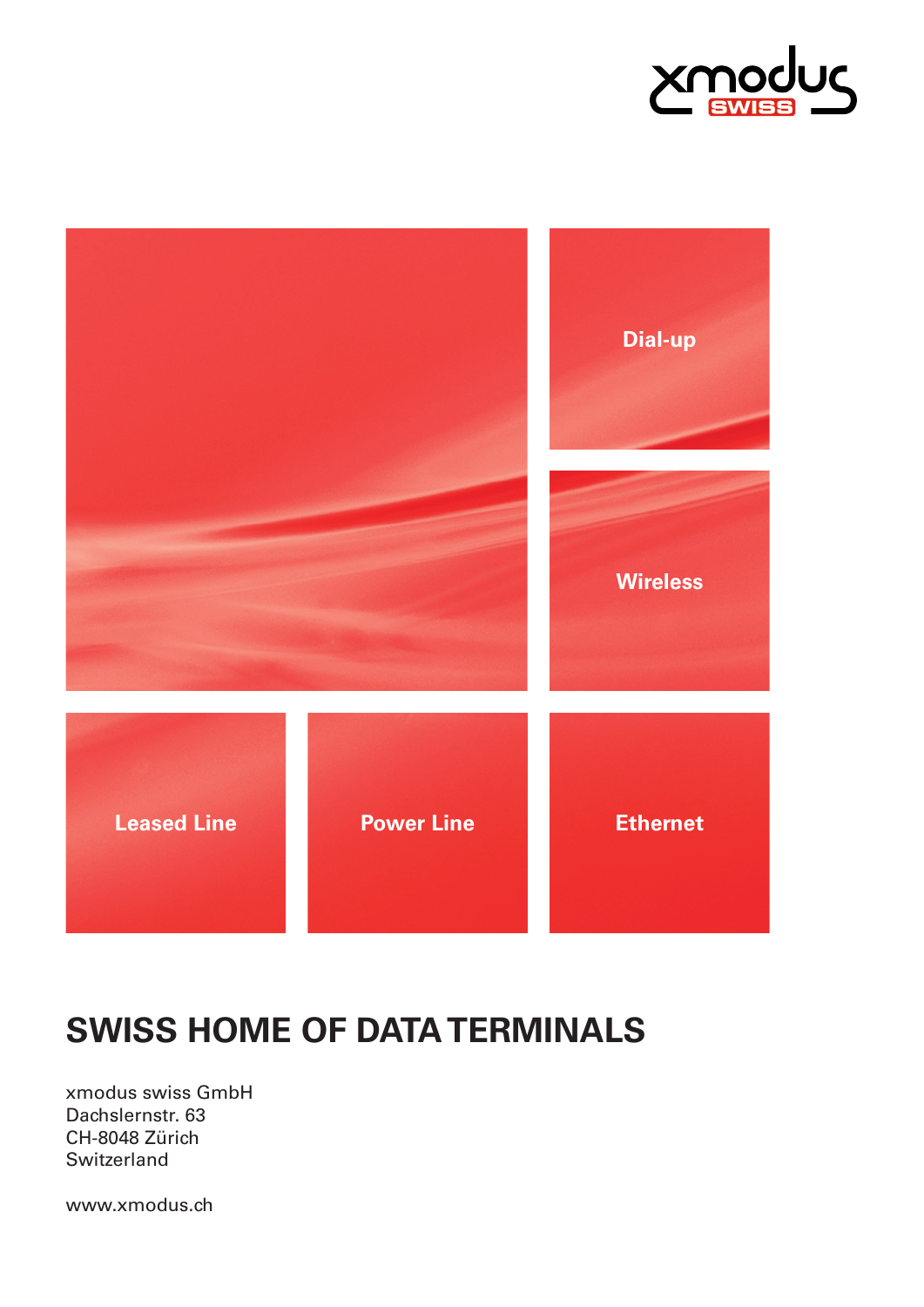xmodus SWISS

Dial-up

Wireless

Leased Line

Power Line

Ethernet

# SWISS HOME OF DATA TERMINALS

xmodus swiss GmbH
Dachslernstr. 63
CH-8048 Zürich
Switzerland

www.xmodus.ch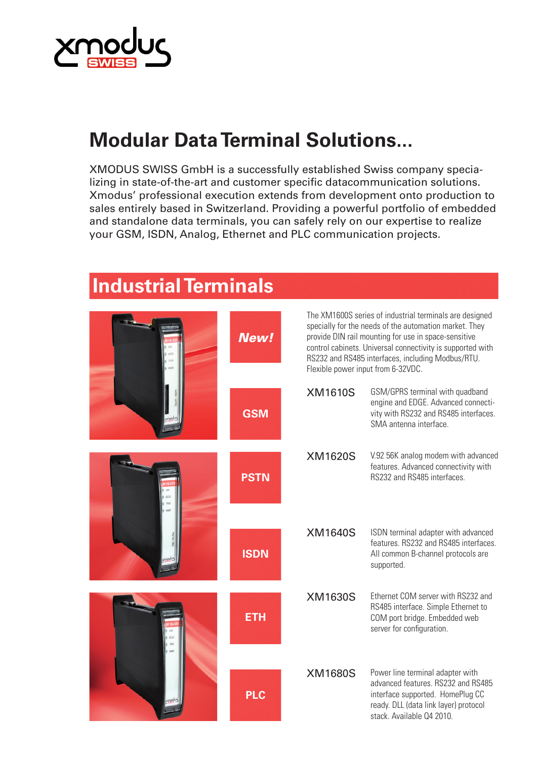# Modular Data Terminal Solutions...

XMODUS SWISS GmbH is a successfully established Swiss company specializing in state-of-the-art and customer specific datacommunication solutions. Xmodus' professional execution extends from development onto production to sales entirely based in Switzerland. Providing a powerful portfolio of embedded and standalone data terminals, you can safely rely on our expertise to realize your GSM, ISDN, Analog, Ethernet and PLC communication projects.

## Industrial Terminals

***New!***

The XM1600S series of industrial terminals are designed specially for the needs of the automation market. They provide DIN rail mounting for use in space-sensitive control cabinets. Universal connectivity is supported with RS232 and RS485 interfaces, including Modbus/RTU. Flexible power input from 6-32VDC.

| | Model | Description |
|---|---|---|
| **GSM** | XM1610S | GSM/GPRS terminal with quadband engine and EDGE. Advanced connectivity with RS232 and RS485 interfaces. SMA antenna interface. |
| **PSTN** | XM1620S | V.92 56K analog modem with advanced features. Advanced connectivity with RS232 and RS485 interfaces. |
| **ISDN** | XM1640S | ISDN terminal adapter with advanced features. RS232 and RS485 interfaces. All common B-channel protocols are supported. |
| **ETH** | XM1630S | Ethernet COM server with RS232 and RS485 interface. Simple Ethernet to COM port bridge. Embedded web server for configuration. |
| **PLC** | XM1680S | Power line terminal adapter with advanced features. RS232 and RS485 interface supported. HomePlug CC ready. DLL (data link layer) protocol stack. Available Q4 2010. |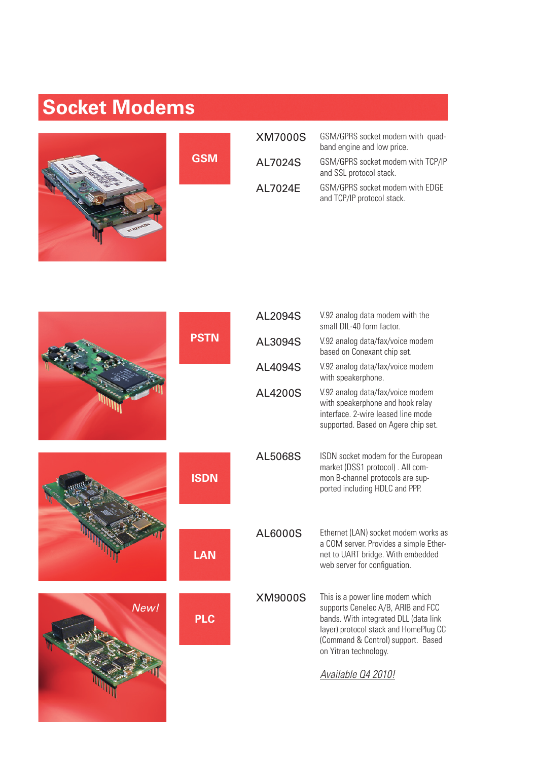# Socket Modems

## GSM

**XM7000S** GSM/GPRS socket modem with quad-band engine and low price.

**AL7024S** GSM/GPRS socket modem with TCP/IP and SSL protocol stack.

**AL7024E** GSM/GPRS socket modem with EDGE and TCP/IP protocol stack.

## PSTN

**AL2094S** V.92 analog data modem with the small DIL-40 form factor.

**AL3094S** V.92 analog data/fax/voice modem based on Conexant chip set.

**AL4094S** V.92 analog data/fax/voice modem with speakerphone.

**AL4200S** V.92 analog data/fax/voice modem with speakerphone and hook relay interface. 2-wire leased line mode supported. Based on Agere chip set.

## ISDN

**AL5068S** ISDN socket modem for the European market (DSS1 protocol) . All common B-channel protocols are supported including HDLC and PPP.

## LAN

**AL6000S** Ethernet (LAN) socket modem works as a COM server. Provides a simple Ethernet to UART bridge. With embedded web server for configuation.

## PLC

*New!*

**XM9000S** This is a power line modem which supports Cenelec A/B, ARIB and FCC bands. With integrated DLL (data link layer) protocol stack and HomePlug CC (Command & Control) support. Based on Yitran technology.

*Available Q4 2010!*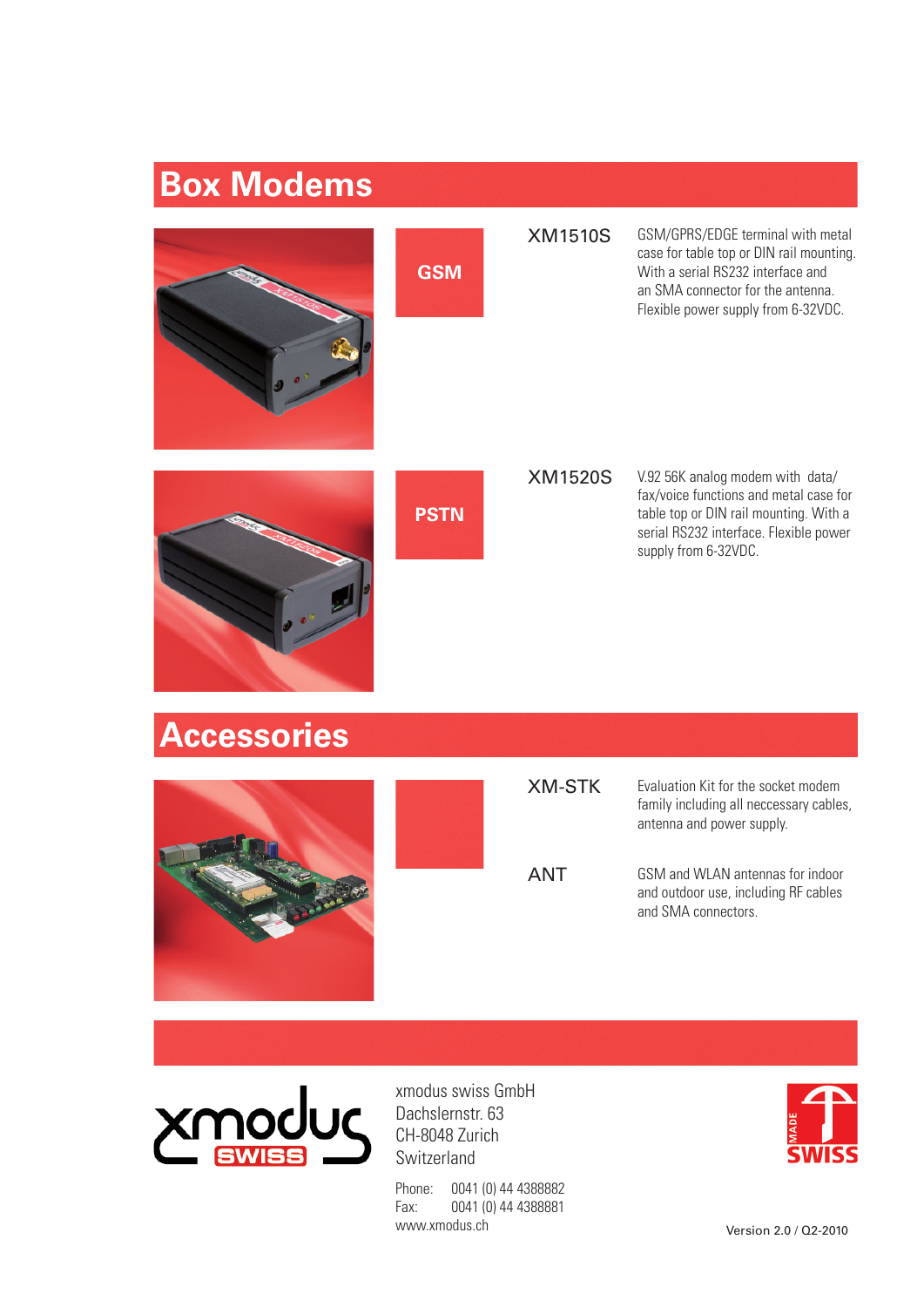# Box Modems

**GSM**

XM1510S

GSM/GPRS/EDGE terminal with metal case for table top or DIN rail mounting. With a serial RS232 interface and an SMA connector for the antenna. Flexible power supply from 6-32VDC.

**PSTN**

XM1520S

V.92 56K analog modem with data/ fax/voice functions and metal case for table top or DIN rail mounting. With a serial RS232 interface. Flexible power supply from 6-32VDC.

# Accessories

XM-STK

Evaluation Kit for the socket modem family including all neccessary cables, antenna and power supply.

ANT

GSM and WLAN antennas for indoor and outdoor use, including RF cables and SMA connectors.

xmodus swiss GmbH
Dachslernstr. 63
CH-8048 Zurich
Switzerland

Phone: 0041 (0) 44 4388882
Fax: 0041 (0) 44 4388881
www.xmodus.ch

Version 2.0 / Q2-2010